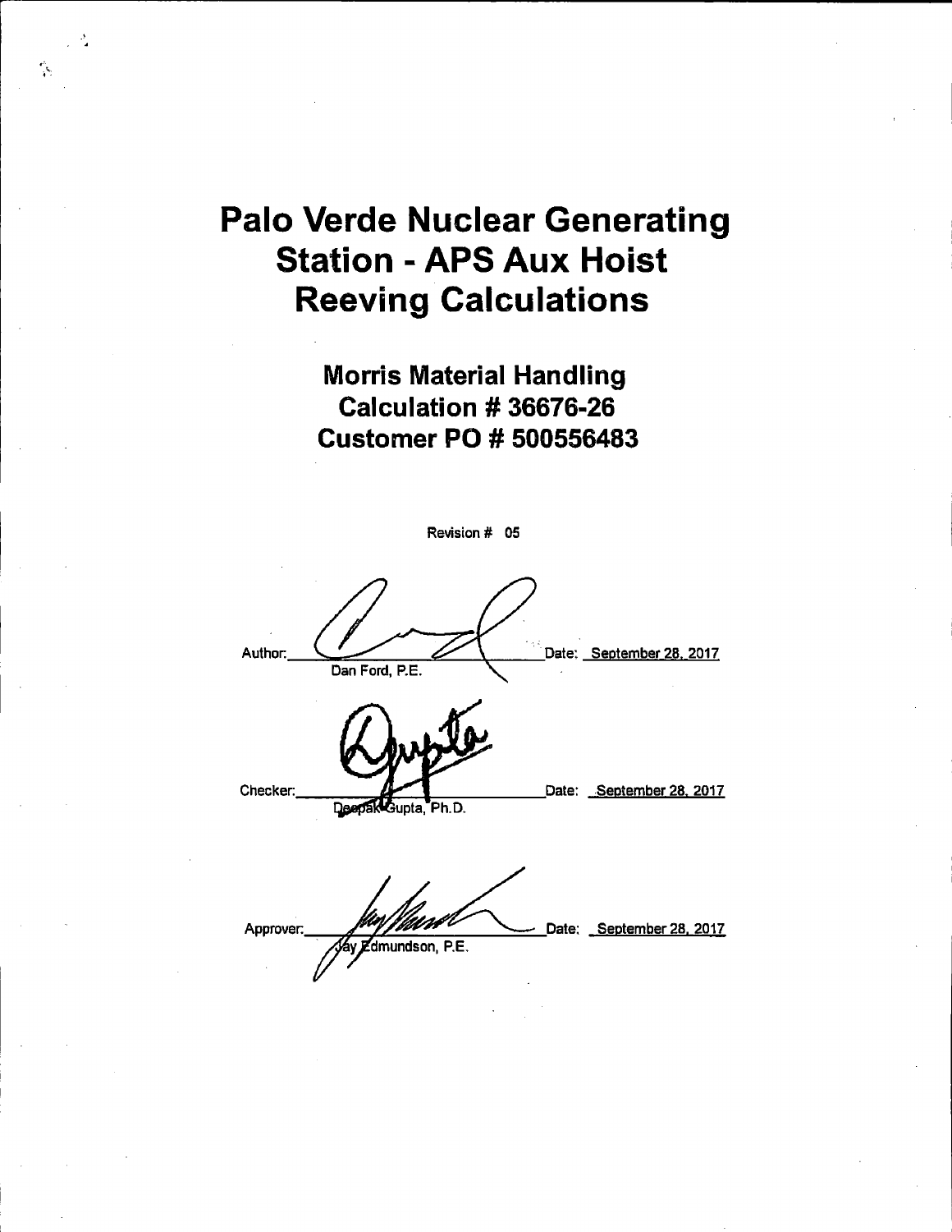# Palo Verde Nuclear Generating Station - APS Aux Hoist Reeving Calculations

## Morris Material Handling Calculation # 36676-26 Customer PO # 500556483

Revision # 05

Author: Dan Ford, P.E. Date: September 28, 2017

Checker: Deepak Gupta, Ph.D. Date: September 28, 2017

Approver: Jay Edmundson, P.E. Date: September 28, 2017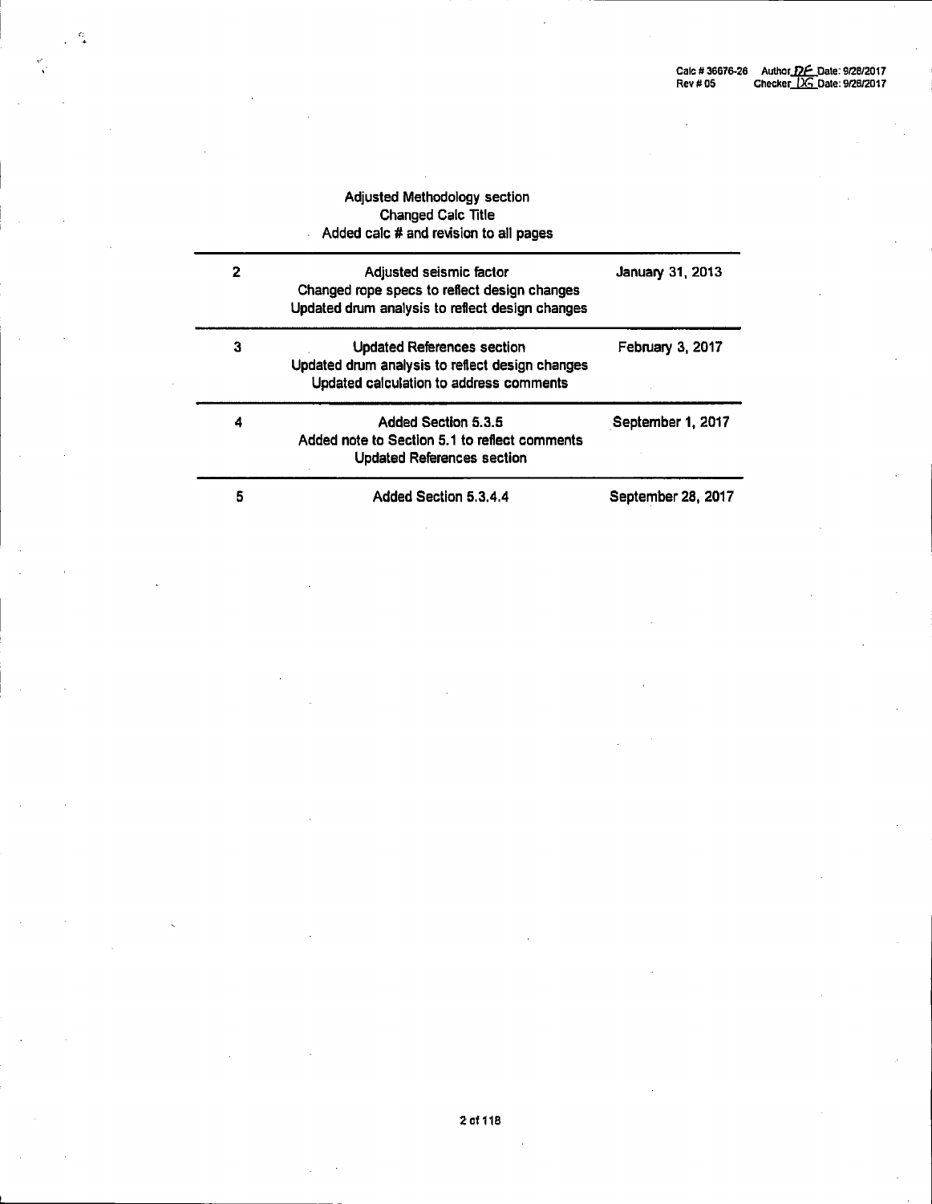| | | |
|---|---|---|
| | Adjusted Methodology section<br>Changed Calc Title<br>Added calc # and revision to all pages | |
| 2 | Adjusted seismic factor<br>Changed rope specs to reflect design changes<br>Updated drum analysis to reflect design changes | January 31, 2013 |
| 3 | Updated References section<br>Updated drum analysis to reflect design changes<br>Updated calculation to address comments | February 3, 2017 |
| 4 | Added Section 5.3.5<br>Added note to Section 5.1 to reflect comments<br>Updated References section | September 1, 2017 |
| 5 | Added Section 5.3.4.4 | September 28, 2017 |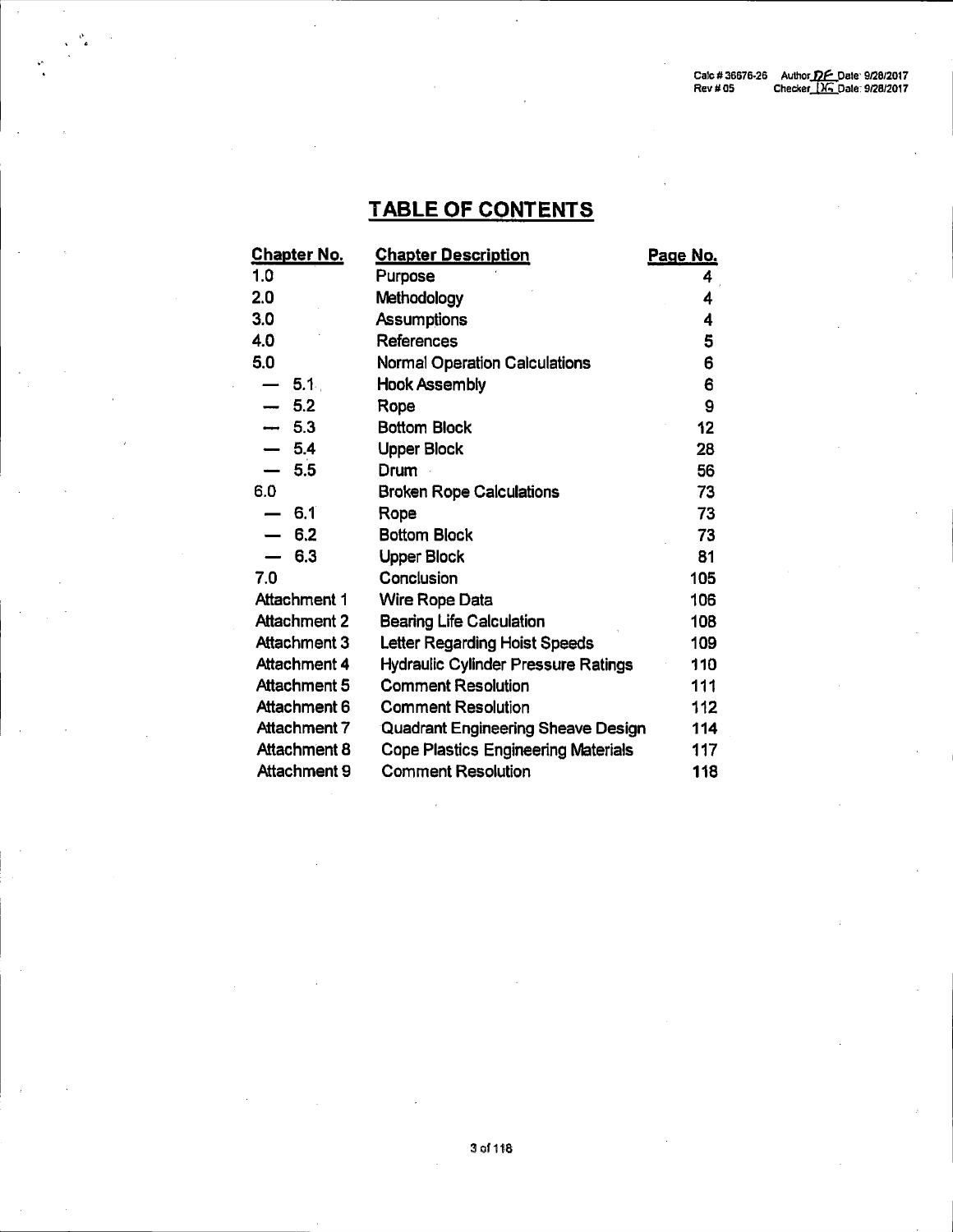# TABLE OF CONTENTS

| Chapter No. | Chapter Description | Page No. |
|---|---|---|
| 1.0 | Purpose | 4 |
| 2.0 | Methodology | 4 |
| 3.0 | Assumptions | 4 |
| 4.0 | References | 5 |
| 5.0 | Normal Operation Calculations | 6 |
| — 5.1 | Hook Assembly | 6 |
| — 5.2 | Rope | 9 |
| — 5.3 | Bottom Block | 12 |
| — 5.4 | Upper Block | 28 |
| — 5.5 | Drum | 56 |
| 6.0 | Broken Rope Calculations | 73 |
| — 6.1 | Rope | 73 |
| — 6.2 | Bottom Block | 73 |
| — 6.3 | Upper Block | 81 |
| 7.0 | Conclusion | 105 |
| Attachment 1 | Wire Rope Data | 106 |
| Attachment 2 | Bearing Life Calculation | 108 |
| Attachment 3 | Letter Regarding Hoist Speeds | 109 |
| Attachment 4 | Hydraulic Cylinder Pressure Ratings | 110 |
| Attachment 5 | Comment Resolution | 111 |
| Attachment 6 | Comment Resolution | 112 |
| Attachment 7 | Quadrant Engineering Sheave Design | 114 |
| Attachment 8 | Cope Plastics Engineering Materials | 117 |
| Attachment 9 | Comment Resolution | 118 |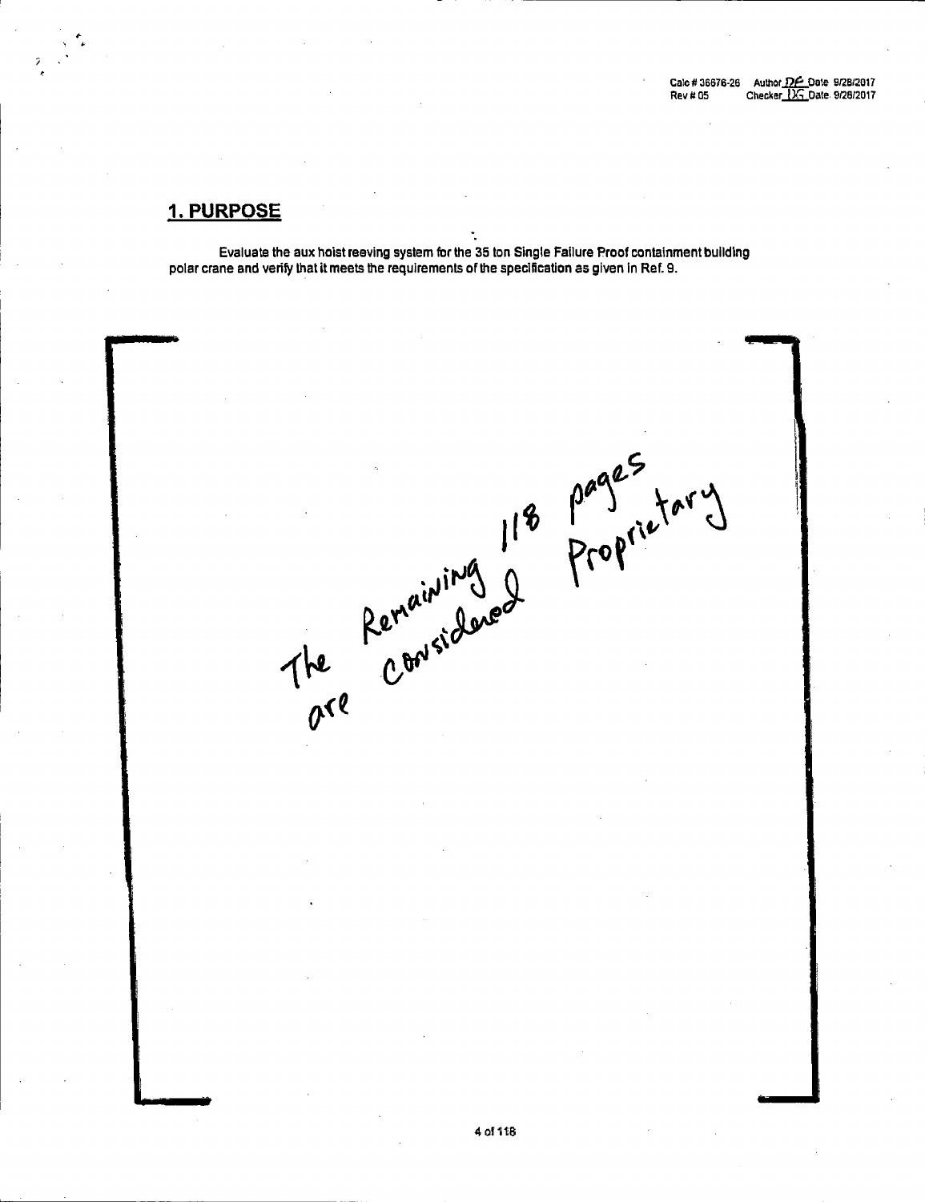Calc # 36676-26 Author DF Date 9/28/2017
Rev # 05 Checker DG Date 9/28/2017

## 1. PURPOSE

Evaluate the aux hoist reeving system for the 35 ton Single Failure Proof containment building polar crane and verify that it meets the requirements of the specification as given in Ref. 9.

The Remaining 118 pages are Considered Proprietary